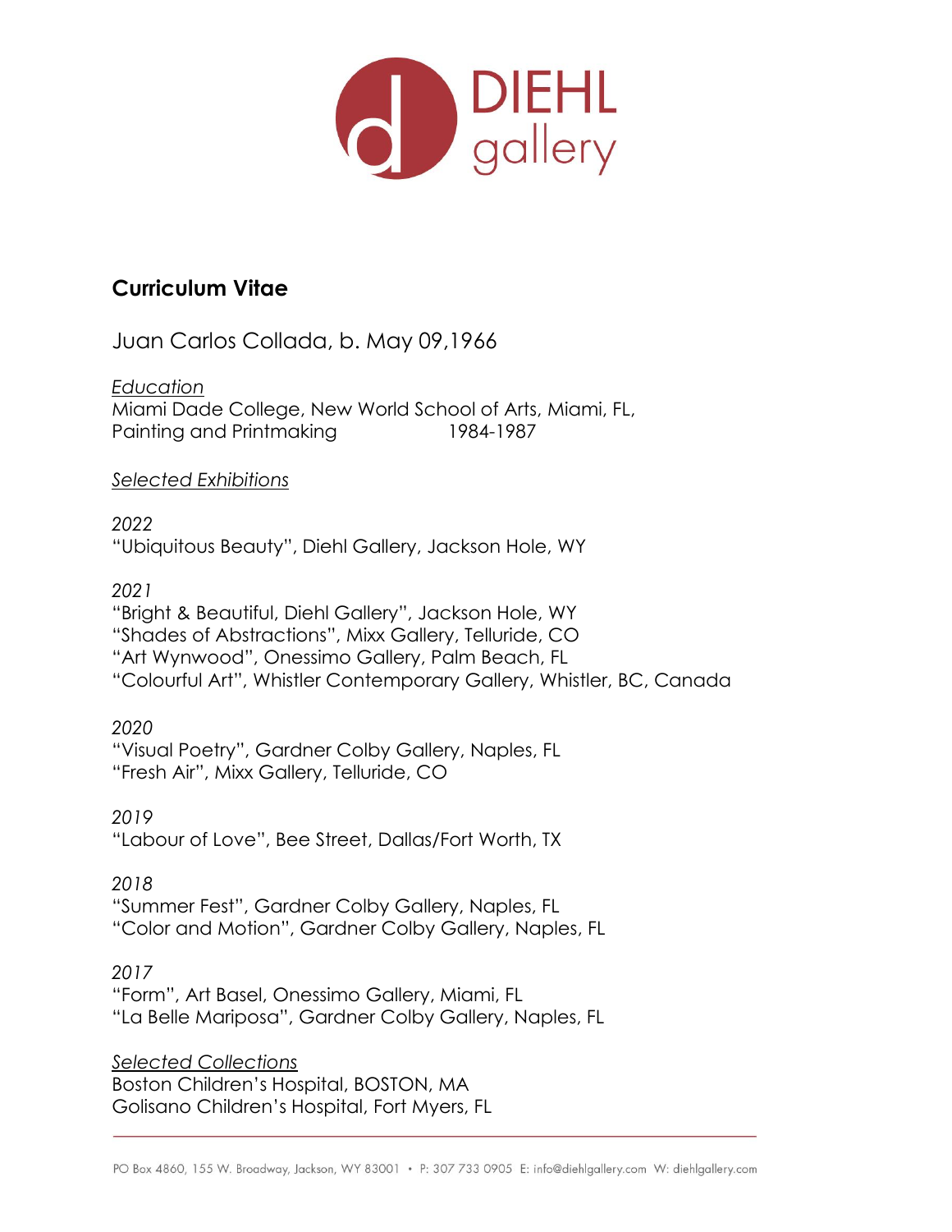DIEHL gallery

## Curriculum Vitae

Juan Carlos Collada, b. May 09,1966

*Education*
Miami Dade College, New World School of Arts, Miami, FL,
Painting and Printmaking 1984-1987

*Selected Exhibitions*

*2022*
"Ubiquitous Beauty", Diehl Gallery, Jackson Hole, WY

*2021*
"Bright & Beautiful, Diehl Gallery", Jackson Hole, WY
"Shades of Abstractions", Mixx Gallery, Telluride, CO
"Art Wynwood", Onessimo Gallery, Palm Beach, FL
"Colourful Art", Whistler Contemporary Gallery, Whistler, BC, Canada

*2020*
"Visual Poetry", Gardner Colby Gallery, Naples, FL
"Fresh Air", Mixx Gallery, Telluride, CO

*2019*
"Labour of Love", Bee Street, Dallas/Fort Worth, TX

*2018*
"Summer Fest", Gardner Colby Gallery, Naples, FL
"Color and Motion", Gardner Colby Gallery, Naples, FL

*2017*
"Form", Art Basel, Onessimo Gallery, Miami, FL
"La Belle Mariposa", Gardner Colby Gallery, Naples, FL

*Selected Collections*
Boston Children's Hospital, BOSTON, MA
Golisano Children's Hospital, Fort Myers, FL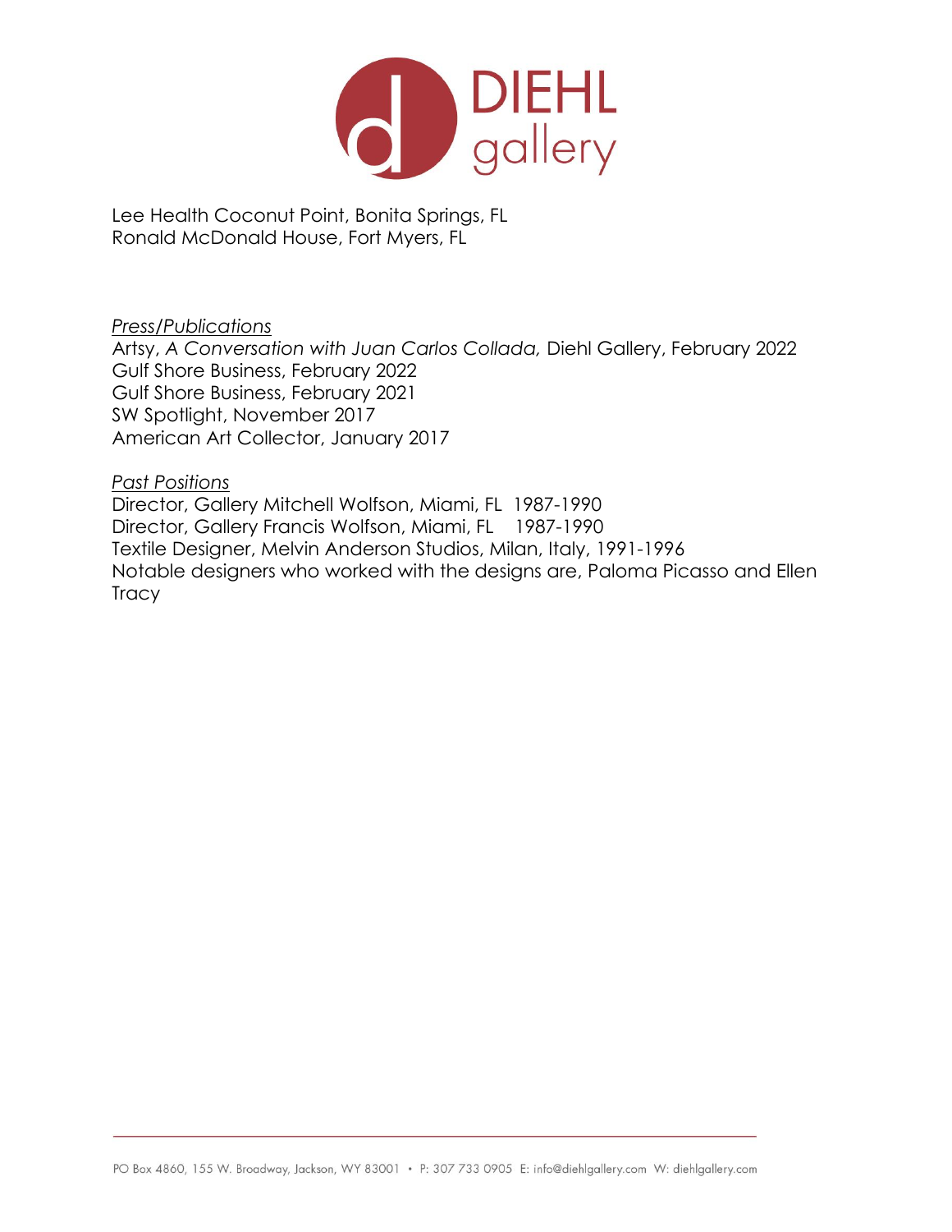Lee Health Coconut Point, Bonita Springs, FL
Ronald McDonald House, Fort Myers, FL

*Press/Publications*
Artsy, *A Conversation with Juan Carlos Collada,* Diehl Gallery, February 2022
Gulf Shore Business, February 2022
Gulf Shore Business, February 2021
SW Spotlight, November 2017
American Art Collector, January 2017

*Past Positions*
Director, Gallery Mitchell Wolfson, Miami, FL 1987-1990
Director, Gallery Francis Wolfson, Miami, FL 1987-1990
Textile Designer, Melvin Anderson Studios, Milan, Italy, 1991-1996
Notable designers who worked with the designs are, Paloma Picasso and Ellen Tracy